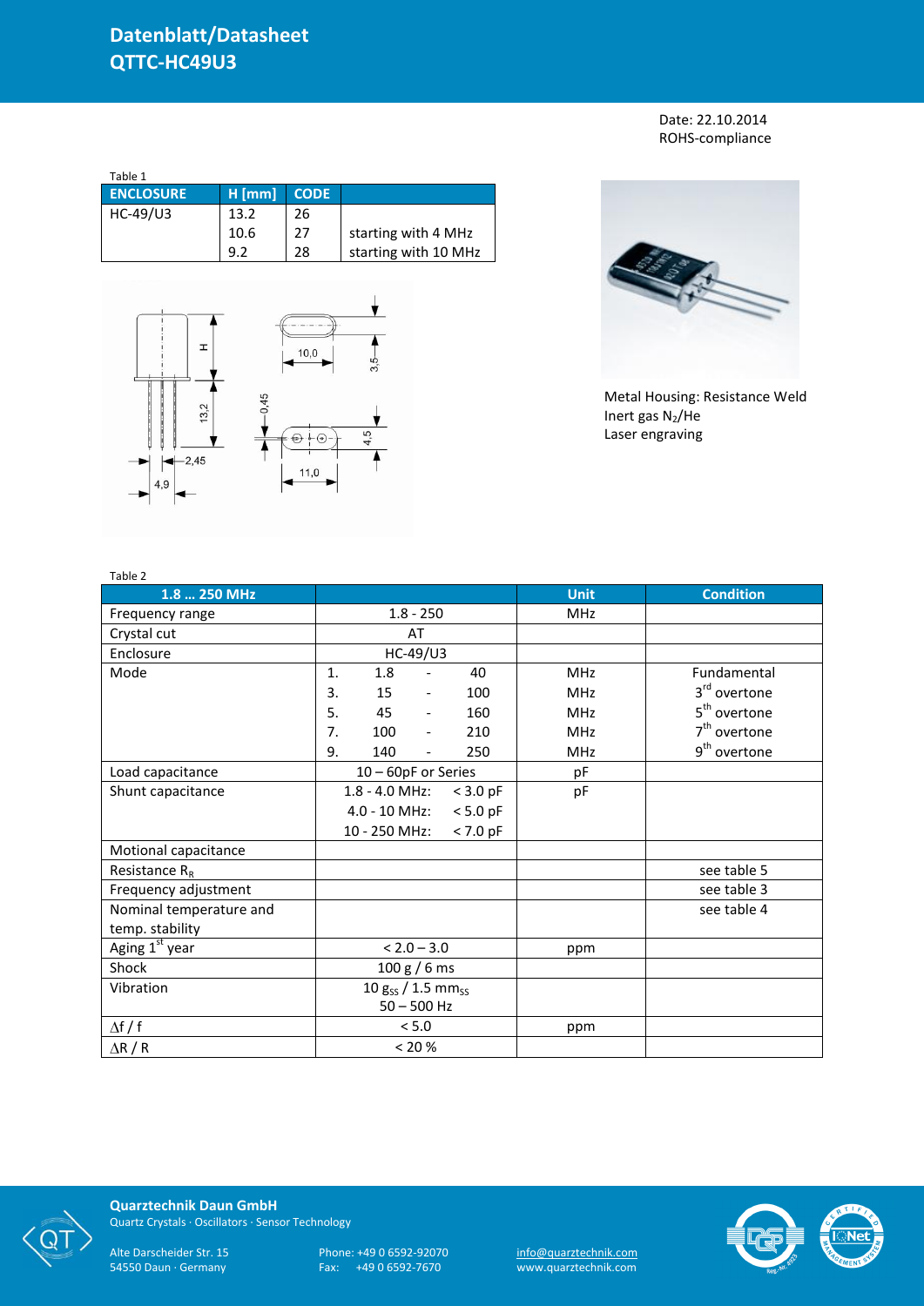# Datenblatt/Datasheet
# QTTC-HC49U3

Date: 22.10.2014
ROHS-compliance

Table 1

| ENCLOSURE | H [mm] | CODE | |
|---|---|---|---|
| HC-49/U3 | 13.2 | 26 | |
| | 10.6 | 27 | starting with 4 MHz |
| | 9.2 | 28 | starting with 10 MHz |

Metal Housing: Resistance Weld
Inert gas $N_2$/He
Laser engraving

Table 2

| 1.8 … 250 MHz | | Unit | Condition |
|---|---|---|---|
| Frequency range | 1.8 - 250 | MHz | |
| Crystal cut | AT | | |
| Enclosure | HC-49/U3 | | |
| Mode | 1. 1.8 - 40 | MHz | Fundamental |
| | 3. 15 - 100 | MHz | 3rd overtone |
| | 5. 45 - 160 | MHz | 5th overtone |
| | 7. 100 - 210 | MHz | 7th overtone |
| | 9. 140 - 250 | MHz | 9th overtone |
| Load capacitance | 10 – 60pF or Series | pF | |
| Shunt capacitance | 1.8 - 4.0 MHz: < 3.0 pF | pF | |
| | 4.0 - 10 MHz: < 5.0 pF | | |
| | 10 - 250 MHz: < 7.0 pF | | |
| Motional capacitance | | | |
| Resistance $R_R$ | | | see table 5 |
| Frequency adjustment | | | see table 3 |
| Nominal temperature and temp. stability | | | see table 4 |
| Aging 1st year | < 2.0 – 3.0 | ppm | |
| Shock | 100 g / 6 ms | | |
| Vibration | 10 $g_{SS}$ / 1.5 $mm_{SS}$ 50 – 500 Hz | | |
| $\Delta f / f$ | < 5.0 | ppm | |
| $\Delta R / R$ | < 20 % | | |

**Quarztechnik Daun GmbH**
Quartz Crystals · Oscillators · Sensor Technology

Alte Darscheider Str. 15
54550 Daun · Germany

Phone: +49 0 6592-92070
Fax: +49 0 6592-7670

info@quarztechnik.com
www.quarztechnik.com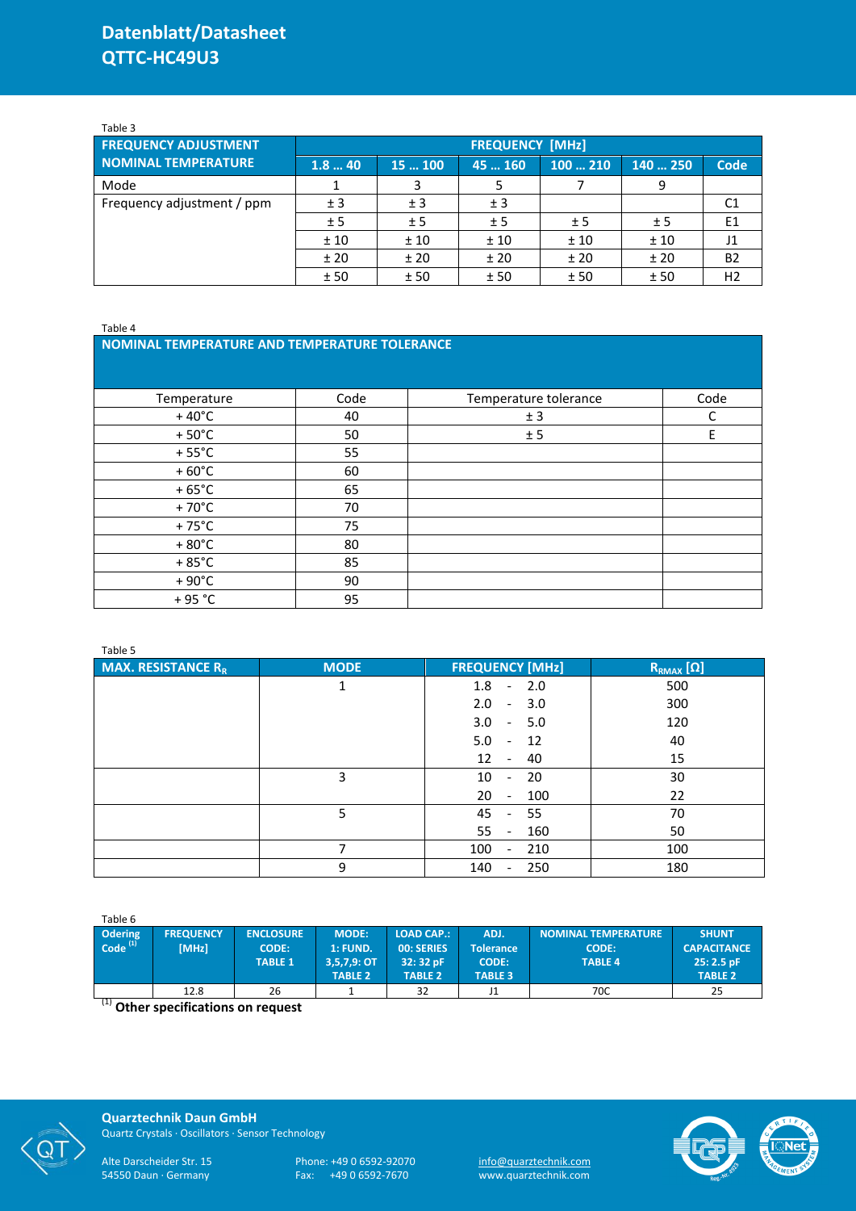Table 3

| FREQUENCY ADJUSTMENT NOMINAL TEMPERATURE | FREQUENCY [MHz] | | | | | |
|---|---|---|---|---|---|---|
| | 1.8 … 40 | 15 … 100 | 45 … 160 | 100 … 210 | 140 … 250 | Code |
| Mode | 1 | 3 | 5 | 7 | 9 | |
| Frequency adjustment / ppm | ± 3 | ± 3 | ± 3 | | | C1 |
| | ± 5 | ± 5 | ± 5 | ± 5 | ± 5 | E1 |
| | ± 10 | ± 10 | ± 10 | ± 10 | ± 10 | J1 |
| | ± 20 | ± 20 | ± 20 | ± 20 | ± 20 | B2 |
| | ± 50 | ± 50 | ± 50 | ± 50 | ± 50 | H2 |

Table 4

| NOMINAL TEMPERATURE AND TEMPERATURE TOLERANCE | | | |
|---|---|---|---|
| Temperature | Code | Temperature tolerance | Code |
| + 40°C | 40 | ± 3 | C |
| + 50°C | 50 | ± 5 | E |
| + 55°C | 55 | | |
| + 60°C | 60 | | |
| + 65°C | 65 | | |
| + 70°C | 70 | | |
| + 75°C | 75 | | |
| + 80°C | 80 | | |
| + 85°C | 85 | | |
| + 90°C | 90 | | |
| + 95 °C | 95 | | |

Table 5

| MAX. RESISTANCE $R_R$ | MODE | FREQUENCY [MHz] | $R_{RMAX}$ [Ω] |
|---|---|---|---|
| | 1 | 1.8 - 2.0 | 500 |
| | | 2.0 - 3.0 | 300 |
| | | 3.0 - 5.0 | 120 |
| | | 5.0 - 12 | 40 |
| | | 12 - 40 | 15 |
| | 3 | 10 - 20 | 30 |
| | | 20 - 100 | 22 |
| | 5 | 45 - 55 | 70 |
| | | 55 - 160 | 50 |
| | 7 | 100 - 210 | 100 |
| | 9 | 140 - 250 | 180 |

Table 6

| Odering Code [1] | FREQUENCY [MHz] | ENCLOSURE CODE: TABLE 1 | MODE: 1: FUND. 3,5,7,9: OT TABLE 2 | LOAD CAP.: 00: SERIES 32: 32 pF TABLE 2 | ADJ. Tolerance CODE: TABLE 3 | NOMINAL TEMPERATURE CODE: TABLE 4 | SHUNT CAPACITANCE 25: 2.5 pF TABLE 2 |
|---|---|---|---|---|---|---|---|
| | 12.8 | 26 | 1 | 32 | J1 | 70C | 25 |

[1] **Other specifications on request**

**Quarztechnik Daun GmbH**
Quartz Crystals · Oscillators · Sensor Technology

Alte Darscheider Str. 15
54550 Daun · Germany

Phone: +49 0 6592-92070
Fax: +49 0 6592-7670

info@quarztechnik.com
www.quarztechnik.com